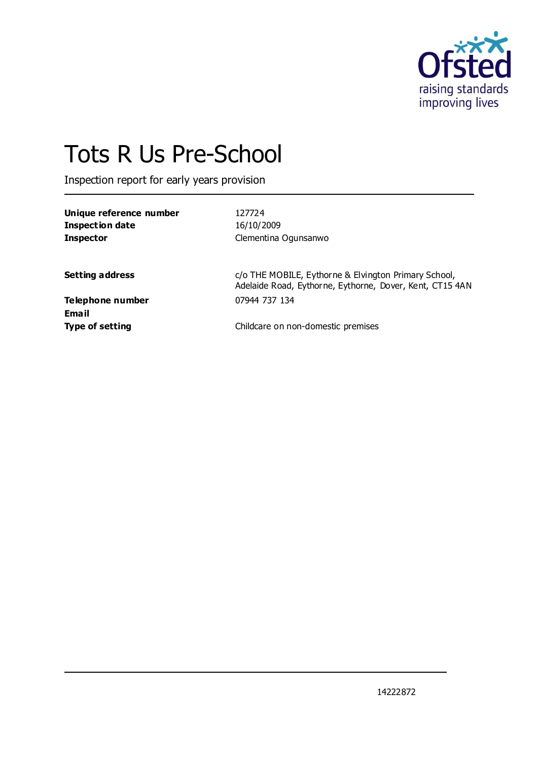Ofsted

raising standards
improving lives

# Tots R Us Pre-School

Inspection report for early years provision

| | |
|---|---|
| **Unique reference number** | 127724 |
| **Inspection date** | 16/10/2009 |
| **Inspector** | Clementina Ogunsanwo |
| | |
| **Setting address** | c/o THE MOBILE, Eythorne & Elvington Primary School, Adelaide Road, Eythorne, Eythorne, Dover, Kent, CT15 4AN |
| **Telephone number** | 07944 737 134 |
| **Email** | |
| **Type of setting** | Childcare on non-domestic premises |

14222872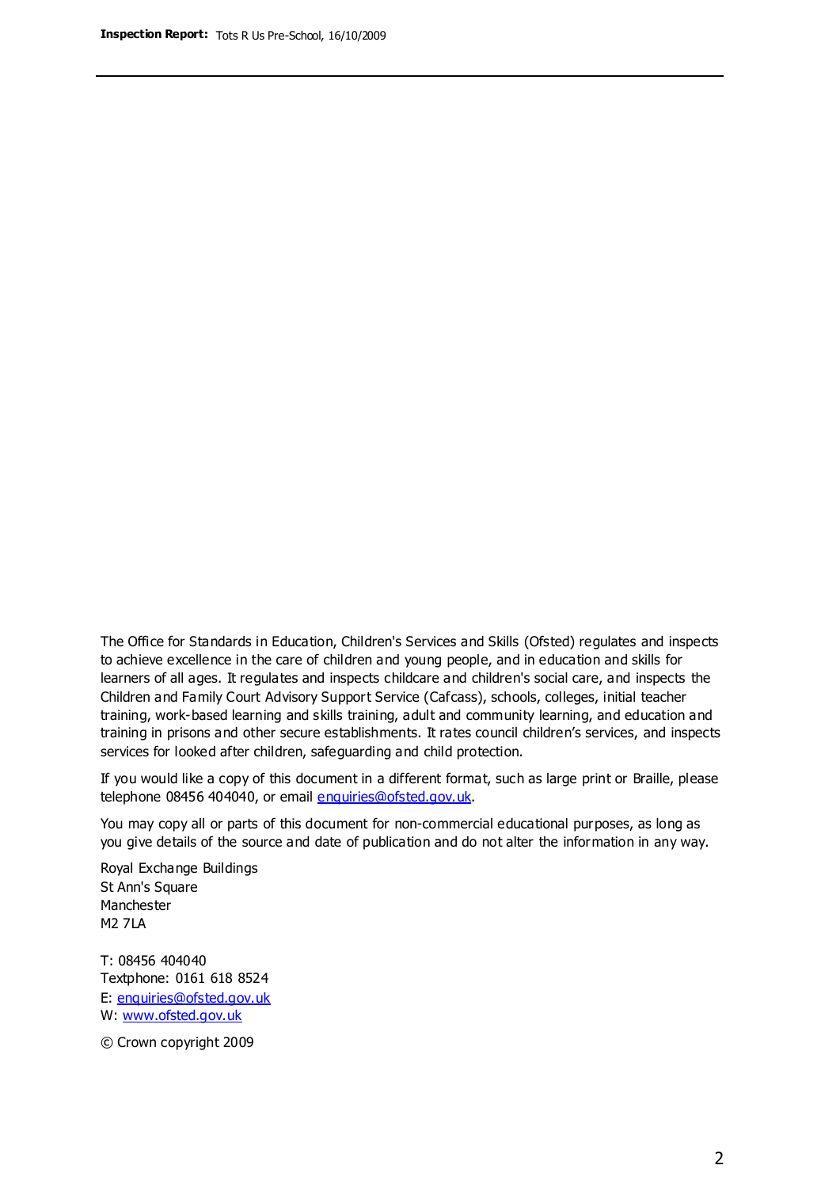The Office for Standards in Education, Children's Services and Skills (Ofsted) regulates and inspects to achieve excellence in the care of children and young people, and in education and skills for learners of all ages. It regulates and inspects childcare and children's social care, and inspects the Children and Family Court Advisory Support Service (Cafcass), schools, colleges, initial teacher training, work-based learning and skills training, adult and community learning, and education and training in prisons and other secure establishments. It rates council children's services, and inspects services for looked after children, safeguarding and child protection.

If you would like a copy of this document in a different format, such as large print or Braille, please telephone 08456 404040, or email enquiries@ofsted.gov.uk.

You may copy all or parts of this document for non-commercial educational purposes, as long as you give details of the source and date of publication and do not alter the information in any way.

Royal Exchange Buildings
St Ann's Square
Manchester
M2 7LA

T: 08456 404040
Textphone: 0161 618 8524
E: enquiries@ofsted.gov.uk
W: www.ofsted.gov.uk

© Crown copyright 2009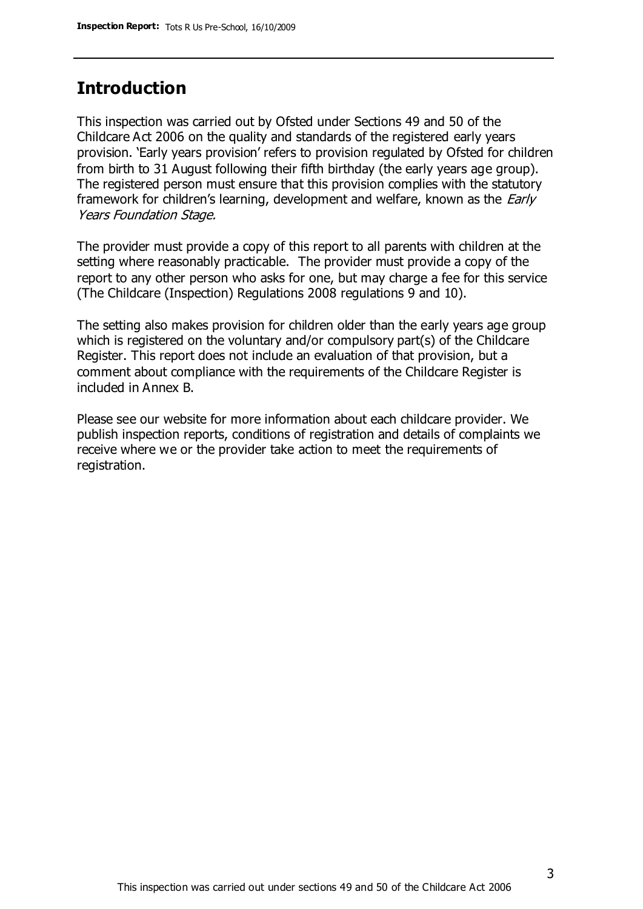## Introduction

This inspection was carried out by Ofsted under Sections 49 and 50 of the Childcare Act 2006 on the quality and standards of the registered early years provision. 'Early years provision' refers to provision regulated by Ofsted for children from birth to 31 August following their fifth birthday (the early years age group). The registered person must ensure that this provision complies with the statutory framework for children's learning, development and welfare, known as the *Early Years Foundation Stage.*

The provider must provide a copy of this report to all parents with children at the setting where reasonably practicable. The provider must provide a copy of the report to any other person who asks for one, but may charge a fee for this service (The Childcare (Inspection) Regulations 2008 regulations 9 and 10).

The setting also makes provision for children older than the early years age group which is registered on the voluntary and/or compulsory part(s) of the Childcare Register. This report does not include an evaluation of that provision, but a comment about compliance with the requirements of the Childcare Register is included in Annex B.

Please see our website for more information about each childcare provider. We publish inspection reports, conditions of registration and details of complaints we receive where we or the provider take action to meet the requirements of registration.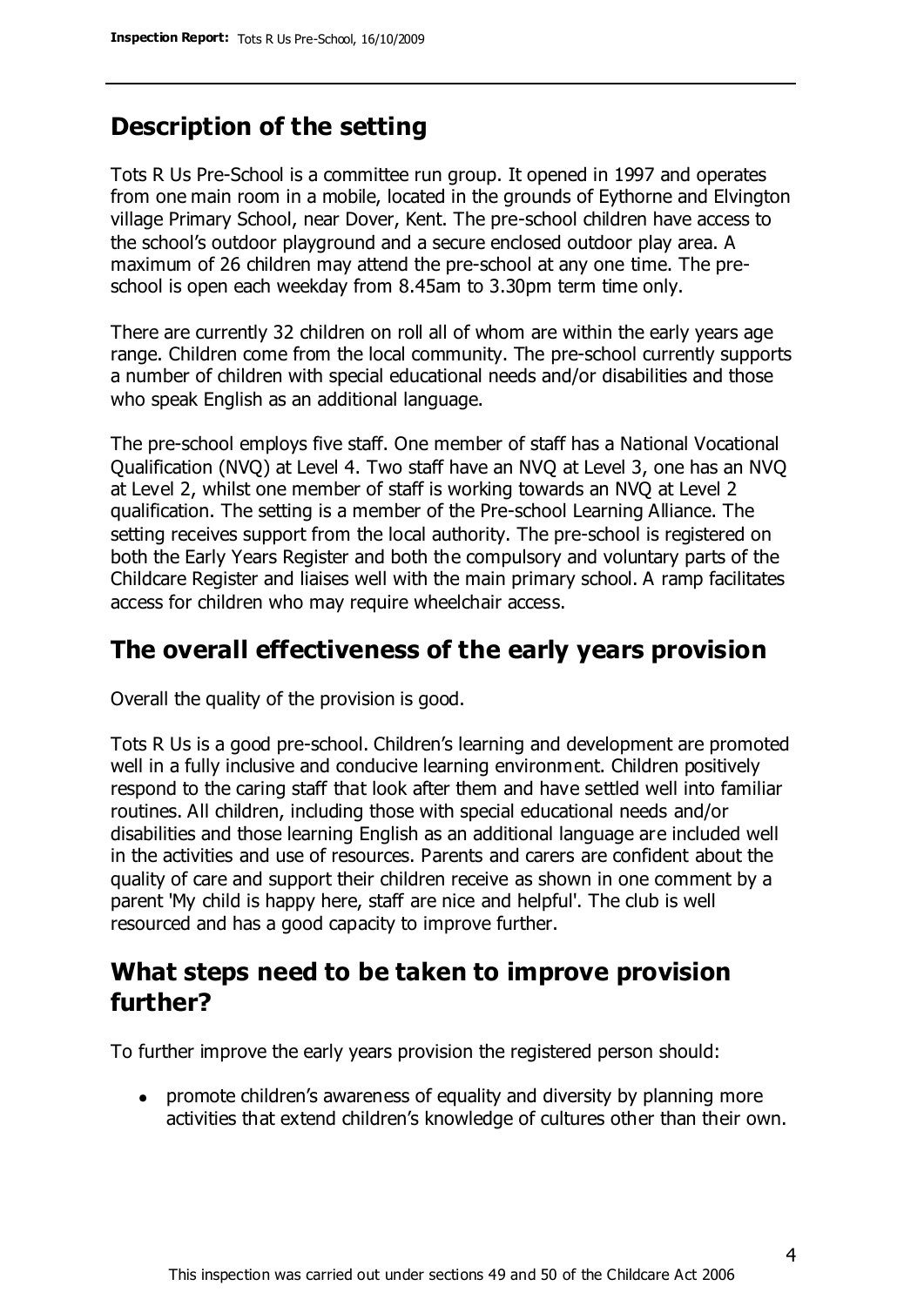## Description of the setting

Tots R Us Pre-School is a committee run group. It opened in 1997 and operates from one main room in a mobile, located in the grounds of Eythorne and Elvington village Primary School, near Dover, Kent. The pre-school children have access to the school's outdoor playground and a secure enclosed outdoor play area. A maximum of 26 children may attend the pre-school at any one time. The pre-school is open each weekday from 8.45am to 3.30pm term time only.

There are currently 32 children on roll all of whom are within the early years age range. Children come from the local community. The pre-school currently supports a number of children with special educational needs and/or disabilities and those who speak English as an additional language.

The pre-school employs five staff. One member of staff has a National Vocational Qualification (NVQ) at Level 4. Two staff have an NVQ at Level 3, one has an NVQ at Level 2, whilst one member of staff is working towards an NVQ at Level 2 qualification. The setting is a member of the Pre-school Learning Alliance. The setting receives support from the local authority. The pre-school is registered on both the Early Years Register and both the compulsory and voluntary parts of the Childcare Register and liaises well with the main primary school. A ramp facilitates access for children who may require wheelchair access.

## The overall effectiveness of the early years provision

Overall the quality of the provision is good.

Tots R Us is a good pre-school. Children's learning and development are promoted well in a fully inclusive and conducive learning environment. Children positively respond to the caring staff that look after them and have settled well into familiar routines. All children, including those with special educational needs and/or disabilities and those learning English as an additional language are included well in the activities and use of resources. Parents and carers are confident about the quality of care and support their children receive as shown in one comment by a parent 'My child is happy here, staff are nice and helpful'. The club is well resourced and has a good capacity to improve further.

## What steps need to be taken to improve provision further?

To further improve the early years provision the registered person should:

- promote children's awareness of equality and diversity by planning more activities that extend children's knowledge of cultures other than their own.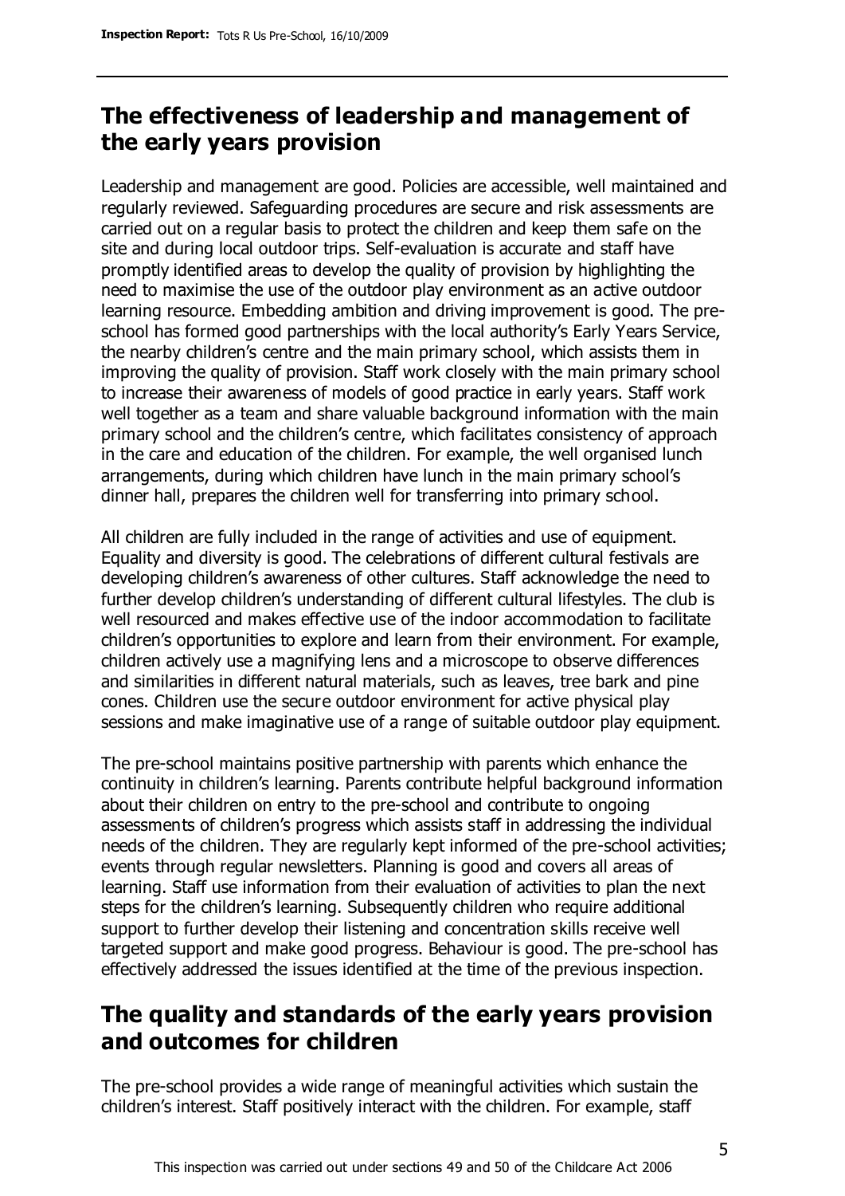## The effectiveness of leadership and management of the early years provision

Leadership and management are good. Policies are accessible, well maintained and regularly reviewed. Safeguarding procedures are secure and risk assessments are carried out on a regular basis to protect the children and keep them safe on the site and during local outdoor trips. Self-evaluation is accurate and staff have promptly identified areas to develop the quality of provision by highlighting the need to maximise the use of the outdoor play environment as an active outdoor learning resource. Embedding ambition and driving improvement is good. The pre-school has formed good partnerships with the local authority's Early Years Service, the nearby children's centre and the main primary school, which assists them in improving the quality of provision. Staff work closely with the main primary school to increase their awareness of models of good practice in early years. Staff work well together as a team and share valuable background information with the main primary school and the children's centre, which facilitates consistency of approach in the care and education of the children. For example, the well organised lunch arrangements, during which children have lunch in the main primary school's dinner hall, prepares the children well for transferring into primary school.

All children are fully included in the range of activities and use of equipment. Equality and diversity is good. The celebrations of different cultural festivals are developing children's awareness of other cultures. Staff acknowledge the need to further develop children's understanding of different cultural lifestyles. The club is well resourced and makes effective use of the indoor accommodation to facilitate children's opportunities to explore and learn from their environment. For example, children actively use a magnifying lens and a microscope to observe differences and similarities in different natural materials, such as leaves, tree bark and pine cones. Children use the secure outdoor environment for active physical play sessions and make imaginative use of a range of suitable outdoor play equipment.

The pre-school maintains positive partnership with parents which enhance the continuity in children's learning. Parents contribute helpful background information about their children on entry to the pre-school and contribute to ongoing assessments of children's progress which assists staff in addressing the individual needs of the children. They are regularly kept informed of the pre-school activities; events through regular newsletters. Planning is good and covers all areas of learning. Staff use information from their evaluation of activities to plan the next steps for the children's learning. Subsequently children who require additional support to further develop their listening and concentration skills receive well targeted support and make good progress. Behaviour is good. The pre-school has effectively addressed the issues identified at the time of the previous inspection.

## The quality and standards of the early years provision and outcomes for children

The pre-school provides a wide range of meaningful activities which sustain the children's interest. Staff positively interact with the children. For example, staff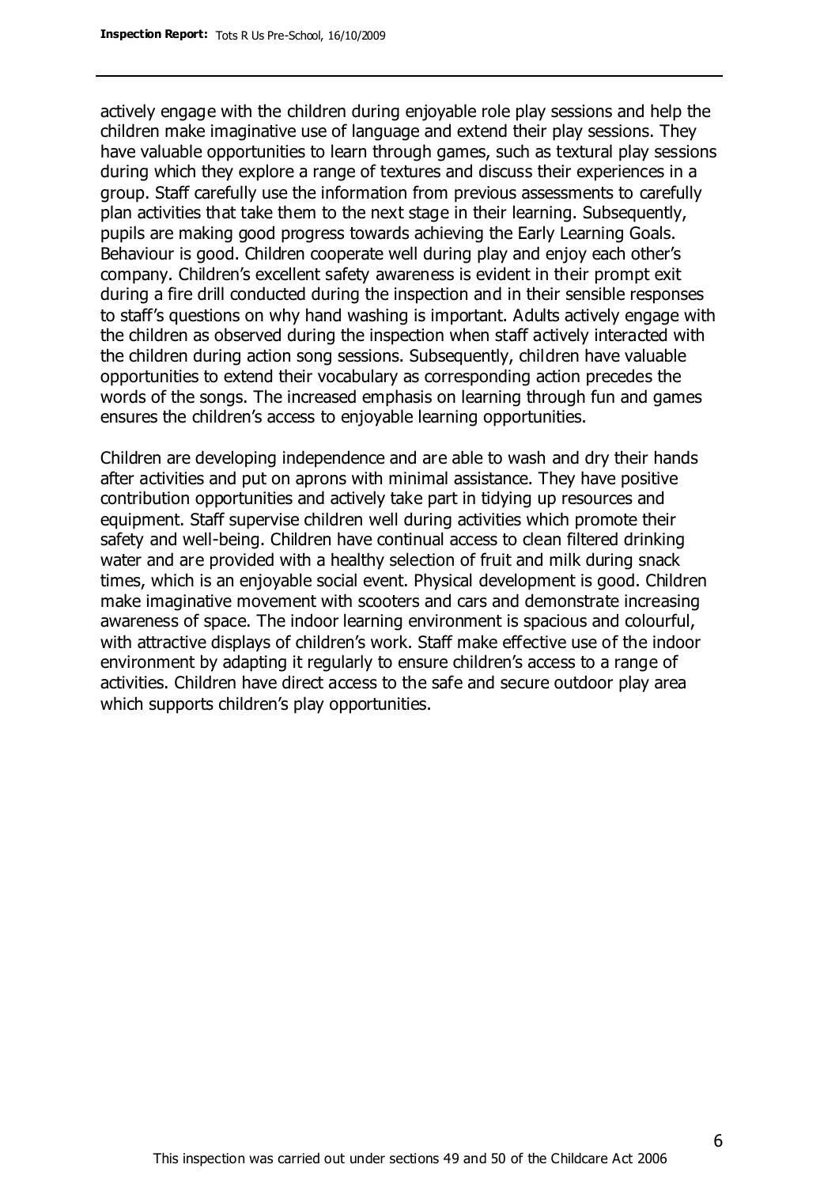actively engage with the children during enjoyable role play sessions and help the children make imaginative use of language and extend their play sessions. They have valuable opportunities to learn through games, such as textural play sessions during which they explore a range of textures and discuss their experiences in a group. Staff carefully use the information from previous assessments to carefully plan activities that take them to the next stage in their learning. Subsequently, pupils are making good progress towards achieving the Early Learning Goals. Behaviour is good. Children cooperate well during play and enjoy each other's company. Children's excellent safety awareness is evident in their prompt exit during a fire drill conducted during the inspection and in their sensible responses to staff's questions on why hand washing is important. Adults actively engage with the children as observed during the inspection when staff actively interacted with the children during action song sessions. Subsequently, children have valuable opportunities to extend their vocabulary as corresponding action precedes the words of the songs. The increased emphasis on learning through fun and games ensures the children's access to enjoyable learning opportunities.

Children are developing independence and are able to wash and dry their hands after activities and put on aprons with minimal assistance. They have positive contribution opportunities and actively take part in tidying up resources and equipment. Staff supervise children well during activities which promote their safety and well-being. Children have continual access to clean filtered drinking water and are provided with a healthy selection of fruit and milk during snack times, which is an enjoyable social event. Physical development is good. Children make imaginative movement with scooters and cars and demonstrate increasing awareness of space. The indoor learning environment is spacious and colourful, with attractive displays of children's work. Staff make effective use of the indoor environment by adapting it regularly to ensure children's access to a range of activities. Children have direct access to the safe and secure outdoor play area which supports children's play opportunities.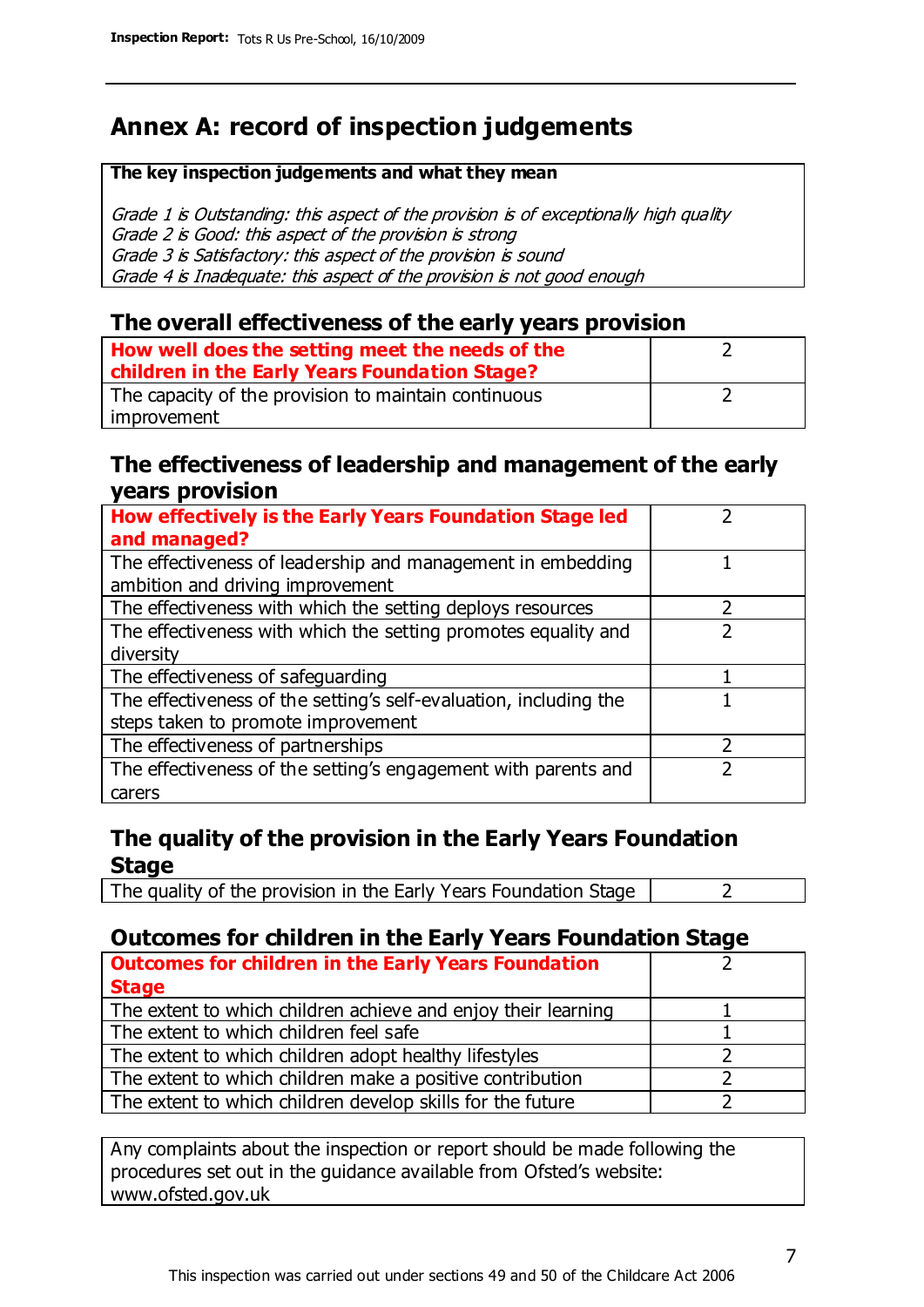# Annex A: record of inspection judgements

**The key inspection judgements and what they mean**

*Grade 1 is Outstanding: this aspect of the provision is of exceptionally high quality*
*Grade 2 is Good: this aspect of the provision is strong*
*Grade 3 is Satisfactory: this aspect of the provision is sound*
*Grade 4 is Inadequate: this aspect of the provision is not good enough*

## The overall effectiveness of the early years provision

| | |
|---|---|
| **How well does the setting meet the needs of the children in the Early Years Foundation Stage?** | 2 |
| The capacity of the provision to maintain continuous improvement | 2 |

## The effectiveness of leadership and management of the early years provision

| | |
|---|---|
| **How effectively is the Early Years Foundation Stage led and managed?** | 2 |
| The effectiveness of leadership and management in embedding ambition and driving improvement | 1 |
| The effectiveness with which the setting deploys resources | 2 |
| The effectiveness with which the setting promotes equality and diversity | 2 |
| The effectiveness of safeguarding | 1 |
| The effectiveness of the setting's self-evaluation, including the steps taken to promote improvement | 1 |
| The effectiveness of partnerships | 2 |
| The effectiveness of the setting's engagement with parents and carers | 2 |

## The quality of the provision in the Early Years Foundation Stage

| | |
|---|---|
| The quality of the provision in the Early Years Foundation Stage | 2 |

## Outcomes for children in the Early Years Foundation Stage

| | |
|---|---|
| **Outcomes for children in the Early Years Foundation Stage** | 2 |
| The extent to which children achieve and enjoy their learning | 1 |
| The extent to which children feel safe | 1 |
| The extent to which children adopt healthy lifestyles | 2 |
| The extent to which children make a positive contribution | 2 |
| The extent to which children develop skills for the future | 2 |

Any complaints about the inspection or report should be made following the procedures set out in the guidance available from Ofsted's website: www.ofsted.gov.uk

This inspection was carried out under sections 49 and 50 of the Childcare Act 2006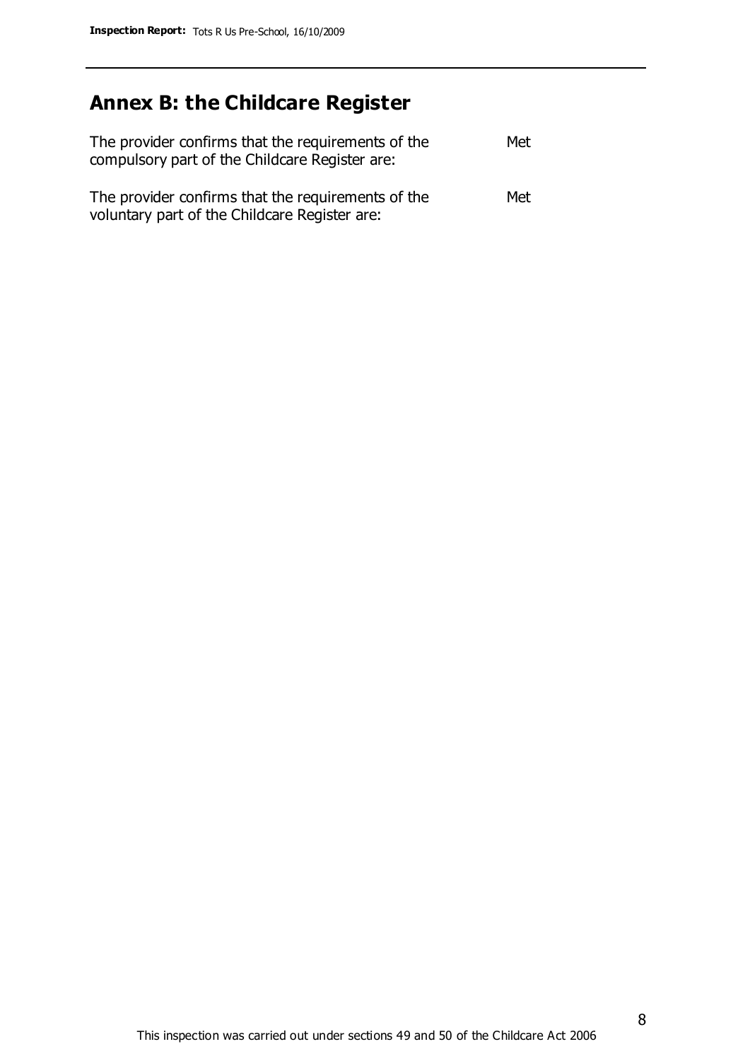## Annex B: the Childcare Register

| | |
|---|---|
| The provider confirms that the requirements of the compulsory part of the Childcare Register are: | Met |
| The provider confirms that the requirements of the voluntary part of the Childcare Register are: | Met |

This inspection was carried out under sections 49 and 50 of the Childcare Act 2006